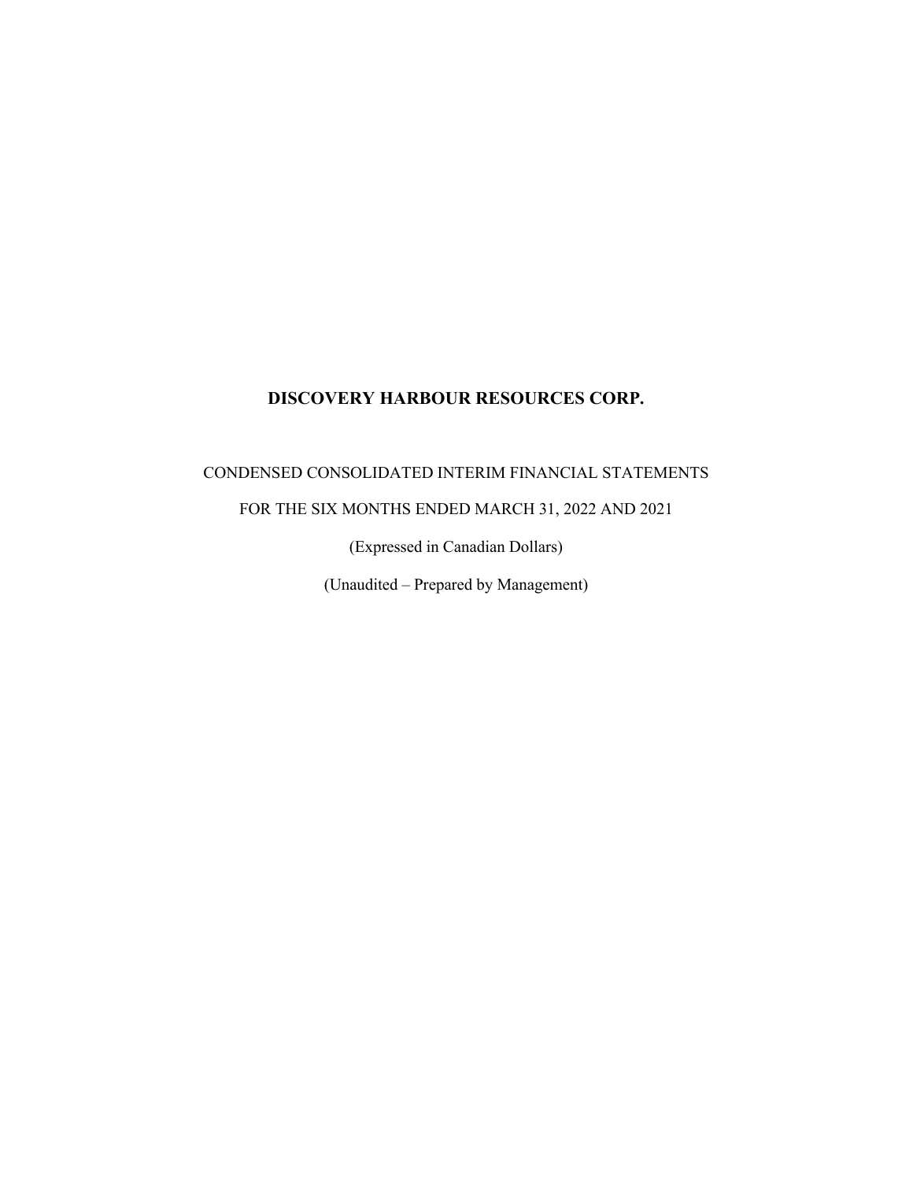# DISCOVERY HARBOUR RESOURCES CORP.

CONDENSED CONSOLIDATED INTERIM FINANCIAL STATEMENTS

FOR THE SIX MONTHS ENDED MARCH 31, 2022 AND 2021

(Expressed in Canadian Dollars)

(Unaudited – Prepared by Management)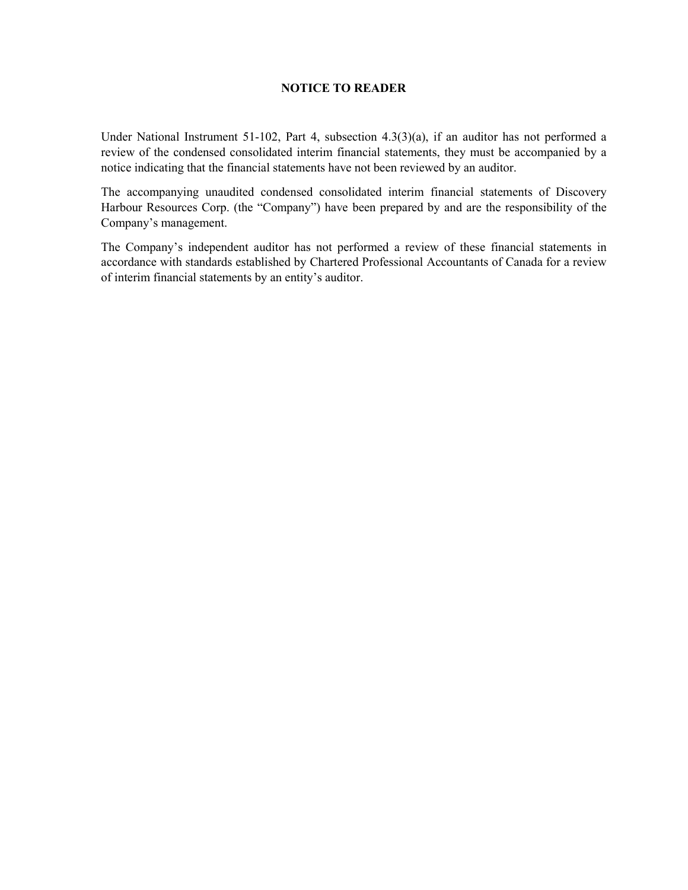# NOTICE TO READER

Under National Instrument 51-102, Part 4, subsection 4.3(3)(a), if an auditor has not performed a review of the condensed consolidated interim financial statements, they must be accompanied by a notice indicating that the financial statements have not been reviewed by an auditor.

The accompanying unaudited condensed consolidated interim financial statements of Discovery Harbour Resources Corp. (the "Company") have been prepared by and are the responsibility of the Company's management.

The Company's independent auditor has not performed a review of these financial statements in accordance with standards established by Chartered Professional Accountants of Canada for a review of interim financial statements by an entity's auditor.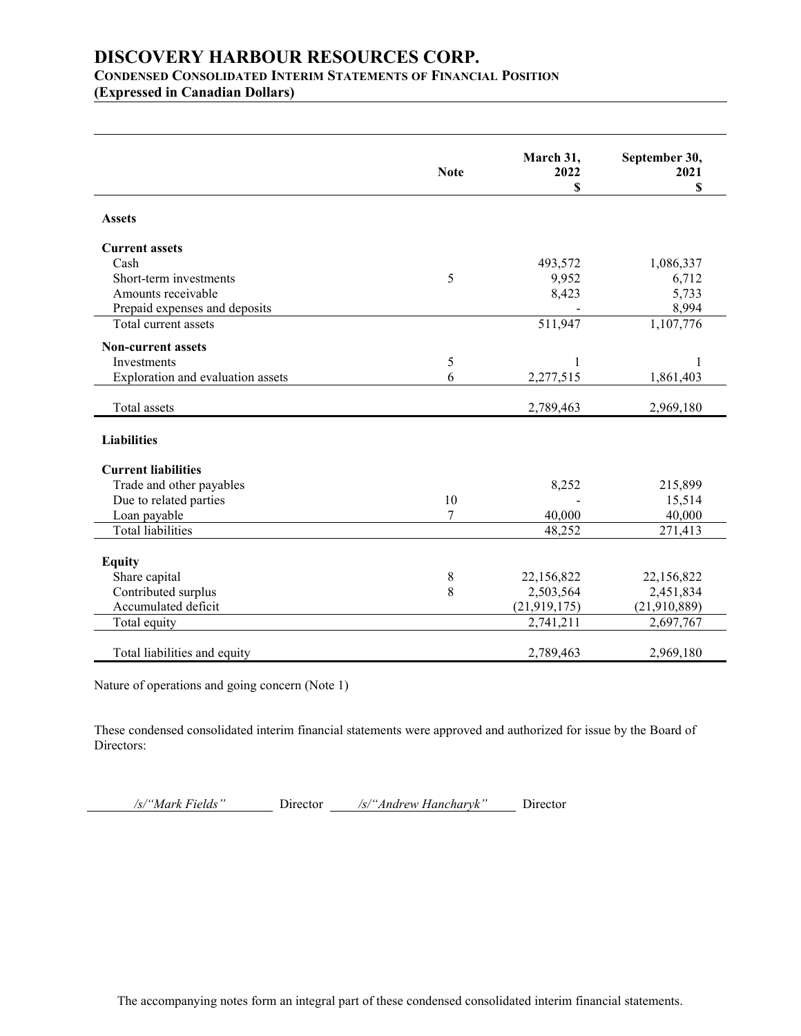# DISCOVERY HARBOUR RESOURCES CORP.

**CONDENSED CONSOLIDATED INTERIM STATEMENTS OF FINANCIAL POSITION**
**(Expressed in Canadian Dollars)**

| | Note | March 31, 2022 $ | September 30, 2021 $ |
|---|---|---|---|
| **Assets** | | | |
| **Current assets** | | | |
| Cash | | 493,572 | 1,086,337 |
| Short-term investments | 5 | 9,952 | 6,712 |
| Amounts receivable | | 8,423 | 5,733 |
| Prepaid expenses and deposits | | - | 8,994 |
| Total current assets | | 511,947 | 1,107,776 |
| **Non-current assets** | | | |
| Investments | 5 | 1 | 1 |
| Exploration and evaluation assets | 6 | 2,277,515 | 1,861,403 |
| Total assets | | 2,789,463 | 2,969,180 |
| **Liabilities** | | | |
| **Current liabilities** | | | |
| Trade and other payables | | 8,252 | 215,899 |
| Due to related parties | 10 | - | 15,514 |
| Loan payable | 7 | 40,000 | 40,000 |
| Total liabilities | | 48,252 | 271,413 |
| **Equity** | | | |
| Share capital | 8 | 22,156,822 | 22,156,822 |
| Contributed surplus | 8 | 2,503,564 | 2,451,834 |
| Accumulated deficit | | (21,919,175) | (21,910,889) |
| Total equity | | 2,741,211 | 2,697,767 |
| Total liabilities and equity | | 2,789,463 | 2,969,180 |

Nature of operations and going concern (Note 1)

These condensed consolidated interim financial statements were approved and authorized for issue by the Board of Directors:

*/s/"Mark Fields"* Director *​/s/"Andrew Hancharyk"* Director

The accompanying notes form an integral part of these condensed consolidated interim financial statements.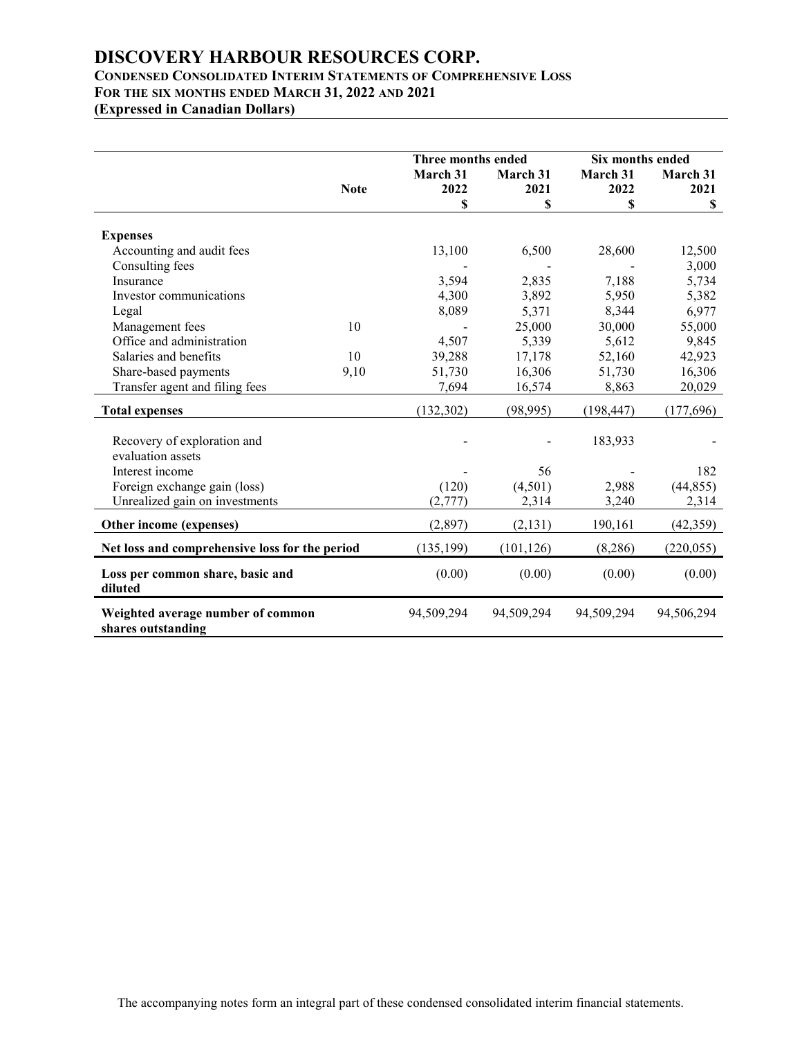# DISCOVERY HARBOUR RESOURCES CORP.

**CONDENSED CONSOLIDATED INTERIM STATEMENTS OF COMPREHENSIVE LOSS**
**FOR THE SIX MONTHS ENDED MARCH 31, 2022 AND 2021**
**(Expressed in Canadian Dollars)**

| | Note | Three months ended | | Six months ended | |
|---|---|---|---|---|---|
| | | March 31 2022 | March 31 2021 | March 31 2022 | March 31 2021 |
| | | $ | $ | $ | $ |
| **Expenses** | | | | | |
| Accounting and audit fees | | 13,100 | 6,500 | 28,600 | 12,500 |
| Consulting fees | | - | - | - | 3,000 |
| Insurance | | 3,594 | 2,835 | 7,188 | 5,734 |
| Investor communications | | 4,300 | 3,892 | 5,950 | 5,382 |
| Legal | | 8,089 | 5,371 | 8,344 | 6,977 |
| Management fees | 10 | - | 25,000 | 30,000 | 55,000 |
| Office and administration | | 4,507 | 5,339 | 5,612 | 9,845 |
| Salaries and benefits | 10 | 39,288 | 17,178 | 52,160 | 42,923 |
| Share-based payments | 9,10 | 51,730 | 16,306 | 51,730 | 16,306 |
| Transfer agent and filing fees | | 7,694 | 16,574 | 8,863 | 20,029 |
| **Total expenses** | | (132,302) | (98,995) | (198,447) | (177,696) |
| Recovery of exploration and evaluation assets | | - | - | 183,933 | - |
| Interest income | | - | 56 | - | 182 |
| Foreign exchange gain (loss) | | (120) | (4,501) | 2,988 | (44,855) |
| Unrealized gain on investments | | (2,777) | 2,314 | 3,240 | 2,314 |
| **Other income (expenses)** | | (2,897) | (2,131) | 190,161 | (42,359) |
| **Net loss and comprehensive loss for the period** | | (135,199) | (101,126) | (8,286) | (220,055) |
| **Loss per common share, basic and diluted** | | (0.00) | (0.00) | (0.00) | (0.00) |
| **Weighted average number of common shares outstanding** | | 94,509,294 | 94,509,294 | 94,509,294 | 94,506,294 |

The accompanying notes form an integral part of these condensed consolidated interim financial statements.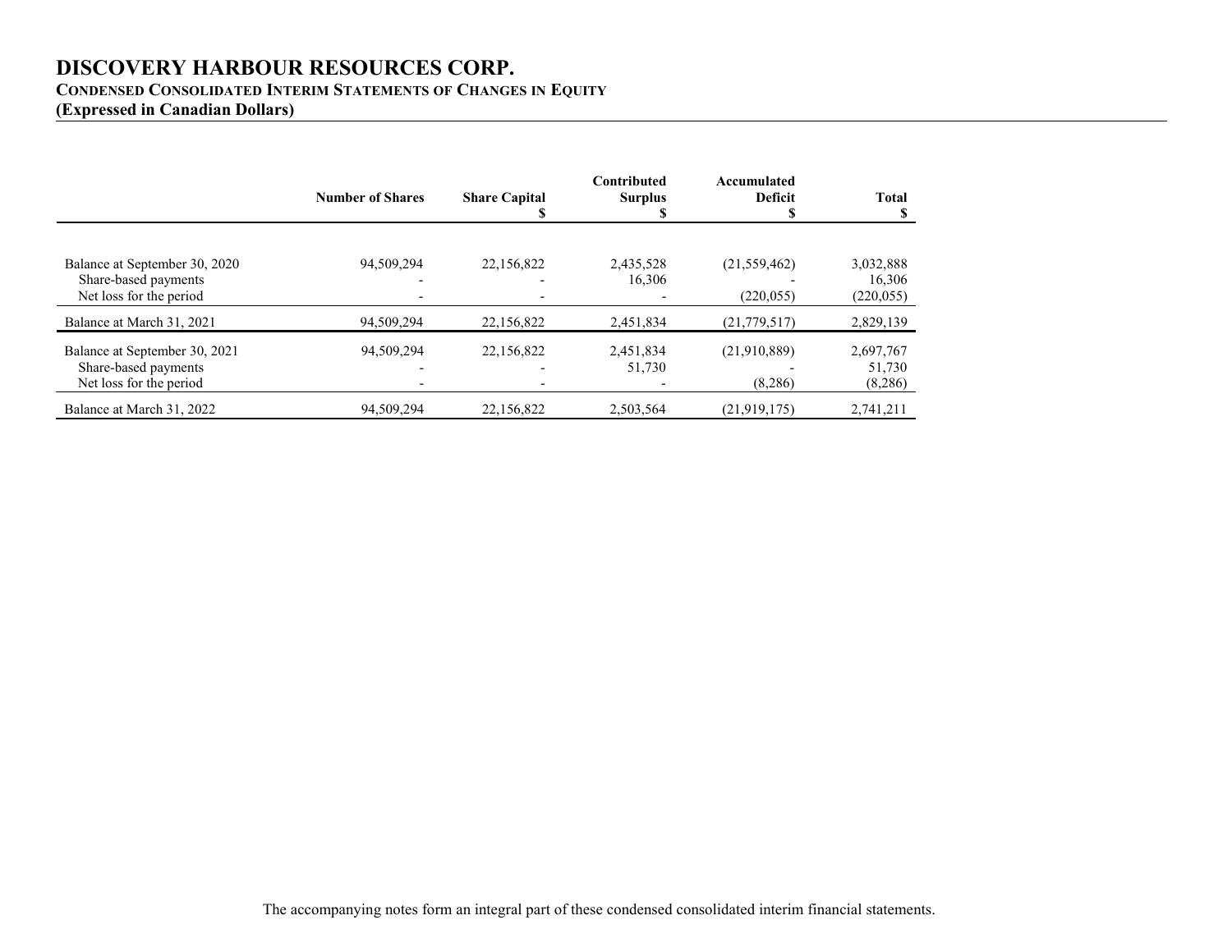# DISCOVERY HARBOUR RESOURCES CORP.

**CONDENSED CONSOLIDATED INTERIM STATEMENTS OF CHANGES IN EQUITY**

**(Expressed in Canadian Dollars)**

| | Number of Shares | Share Capital $ | Contributed Surplus $ | Accumulated Deficit $ | Total $ |
|---|---|---|---|---|---|
| Balance at September 30, 2020 | 94,509,294 | 22,156,822 | 2,435,528 | (21,559,462) | 3,032,888 |
| Share-based payments | - | - | 16,306 | - | 16,306 |
| Net loss for the period | - | - | - | (220,055) | (220,055) |
| Balance at March 31, 2021 | 94,509,294 | 22,156,822 | 2,451,834 | (21,779,517) | 2,829,139 |
| Balance at September 30, 2021 | 94,509,294 | 22,156,822 | 2,451,834 | (21,910,889) | 2,697,767 |
| Share-based payments | - | - | 51,730 | - | 51,730 |
| Net loss for the period | - | - | - | (8,286) | (8,286) |
| Balance at March 31, 2022 | 94,509,294 | 22,156,822 | 2,503,564 | (21,919,175) | 2,741,211 |

The accompanying notes form an integral part of these condensed consolidated interim financial statements.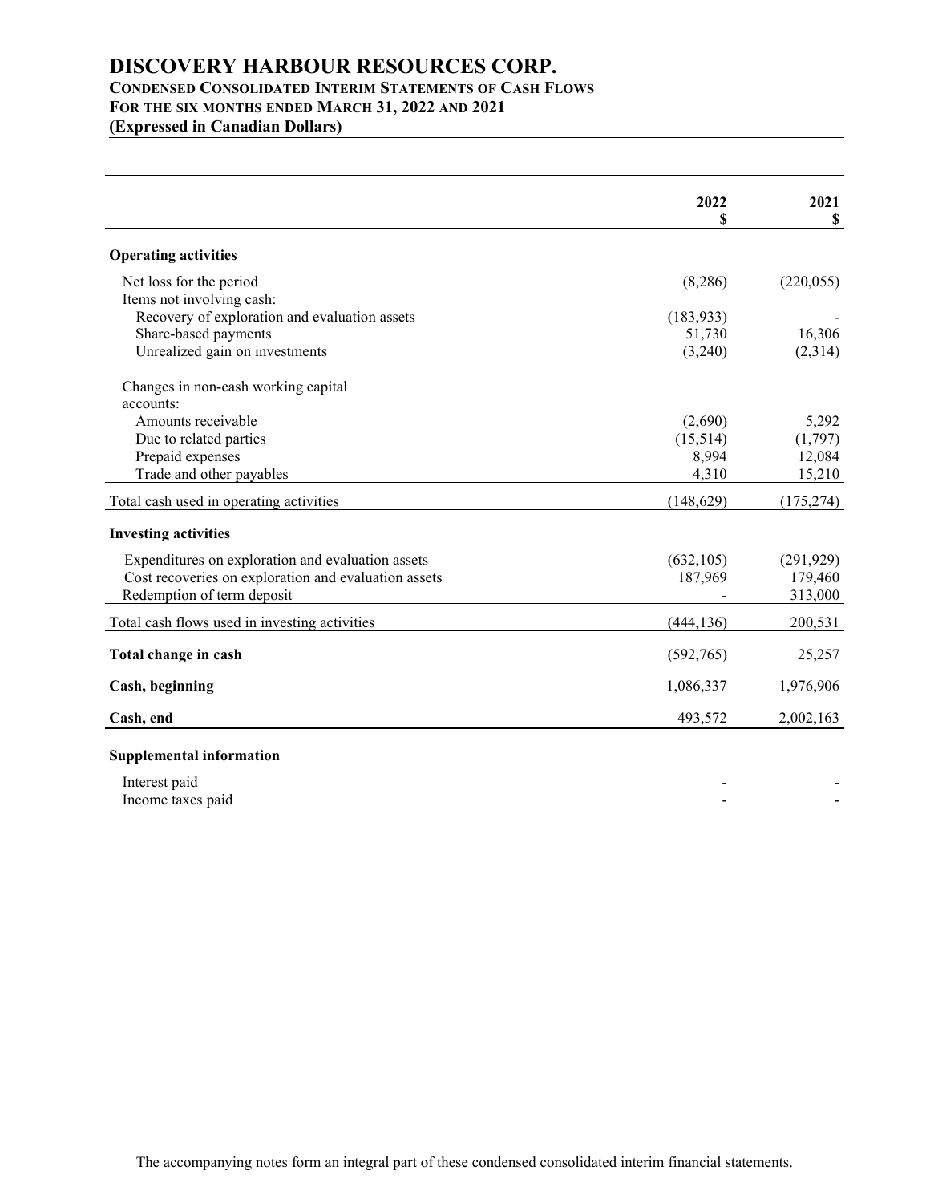# DISCOVERY HARBOUR RESOURCES CORP.

**CONDENSED CONSOLIDATED INTERIM STATEMENTS OF CASH FLOWS**
**FOR THE SIX MONTHS ENDED MARCH 31, 2022 AND 2021**
**(Expressed in Canadian Dollars)**

| | 2022<br>$ | 2021<br>$ |
|---|---|---|
| **Operating activities** | | |
| Net loss for the period | (8,286) | (220,055) |
| Items not involving cash: | | |
| Recovery of exploration and evaluation assets | (183,933) | - |
| Share-based payments | 51,730 | 16,306 |
| Unrealized gain on investments | (3,240) | (2,314) |
| Changes in non-cash working capital accounts: | | |
| Amounts receivable | (2,690) | 5,292 |
| Due to related parties | (15,514) | (1,797) |
| Prepaid expenses | 8,994 | 12,084 |
| Trade and other payables | 4,310 | 15,210 |
| Total cash used in operating activities | (148,629) | (175,274) |
| **Investing activities** | | |
| Expenditures on exploration and evaluation assets | (632,105) | (291,929) |
| Cost recoveries on exploration and evaluation assets | 187,969 | 179,460 |
| Redemption of term deposit | - | 313,000 |
| Total cash flows used in investing activities | (444,136) | 200,531 |
| **Total change in cash** | (592,765) | 25,257 |
| **Cash, beginning** | 1,086,337 | 1,976,906 |
| **Cash, end** | 493,572 | 2,002,163 |
| **Supplemental information** | | |
| Interest paid | - | - |
| Income taxes paid | - | - |

The accompanying notes form an integral part of these condensed consolidated interim financial statements.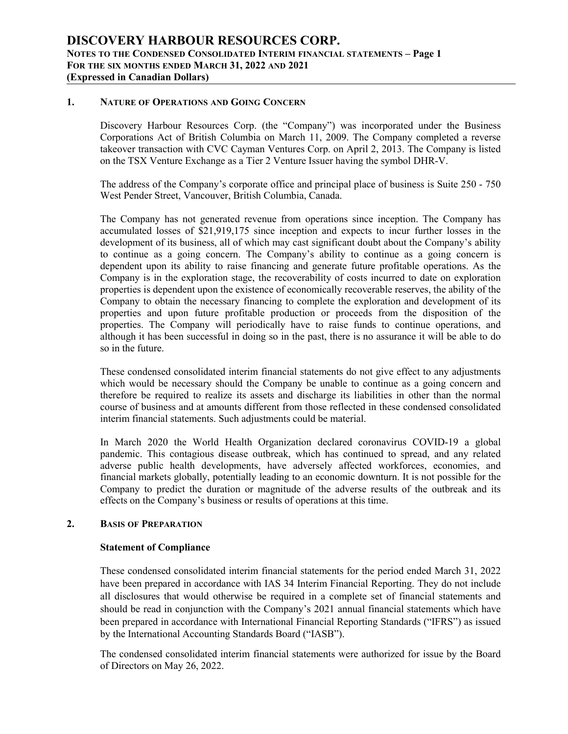## 1. NATURE OF OPERATIONS AND GOING CONCERN

Discovery Harbour Resources Corp. (the "Company") was incorporated under the Business Corporations Act of British Columbia on March 11, 2009. The Company completed a reverse takeover transaction with CVC Cayman Ventures Corp. on April 2, 2013. The Company is listed on the TSX Venture Exchange as a Tier 2 Venture Issuer having the symbol DHR-V.

The address of the Company's corporate office and principal place of business is Suite 250 - 750 West Pender Street, Vancouver, British Columbia, Canada.

The Company has not generated revenue from operations since inception. The Company has accumulated losses of $21,919,175 since inception and expects to incur further losses in the development of its business, all of which may cast significant doubt about the Company's ability to continue as a going concern. The Company's ability to continue as a going concern is dependent upon its ability to raise financing and generate future profitable operations. As the Company is in the exploration stage, the recoverability of costs incurred to date on exploration properties is dependent upon the existence of economically recoverable reserves, the ability of the Company to obtain the necessary financing to complete the exploration and development of its properties and upon future profitable production or proceeds from the disposition of the properties. The Company will periodically have to raise funds to continue operations, and although it has been successful in doing so in the past, there is no assurance it will be able to do so in the future.

These condensed consolidated interim financial statements do not give effect to any adjustments which would be necessary should the Company be unable to continue as a going concern and therefore be required to realize its assets and discharge its liabilities in other than the normal course of business and at amounts different from those reflected in these condensed consolidated interim financial statements. Such adjustments could be material.

In March 2020 the World Health Organization declared coronavirus COVID-19 a global pandemic. This contagious disease outbreak, which has continued to spread, and any related adverse public health developments, have adversely affected workforces, economies, and financial markets globally, potentially leading to an economic downturn. It is not possible for the Company to predict the duration or magnitude of the adverse results of the outbreak and its effects on the Company's business or results of operations at this time.

## 2. BASIS OF PREPARATION

### Statement of Compliance

These condensed consolidated interim financial statements for the period ended March 31, 2022 have been prepared in accordance with IAS 34 Interim Financial Reporting. They do not include all disclosures that would otherwise be required in a complete set of financial statements and should be read in conjunction with the Company's 2021 annual financial statements which have been prepared in accordance with International Financial Reporting Standards ("IFRS") as issued by the International Accounting Standards Board ("IASB").

The condensed consolidated interim financial statements were authorized for issue by the Board of Directors on May 26, 2022.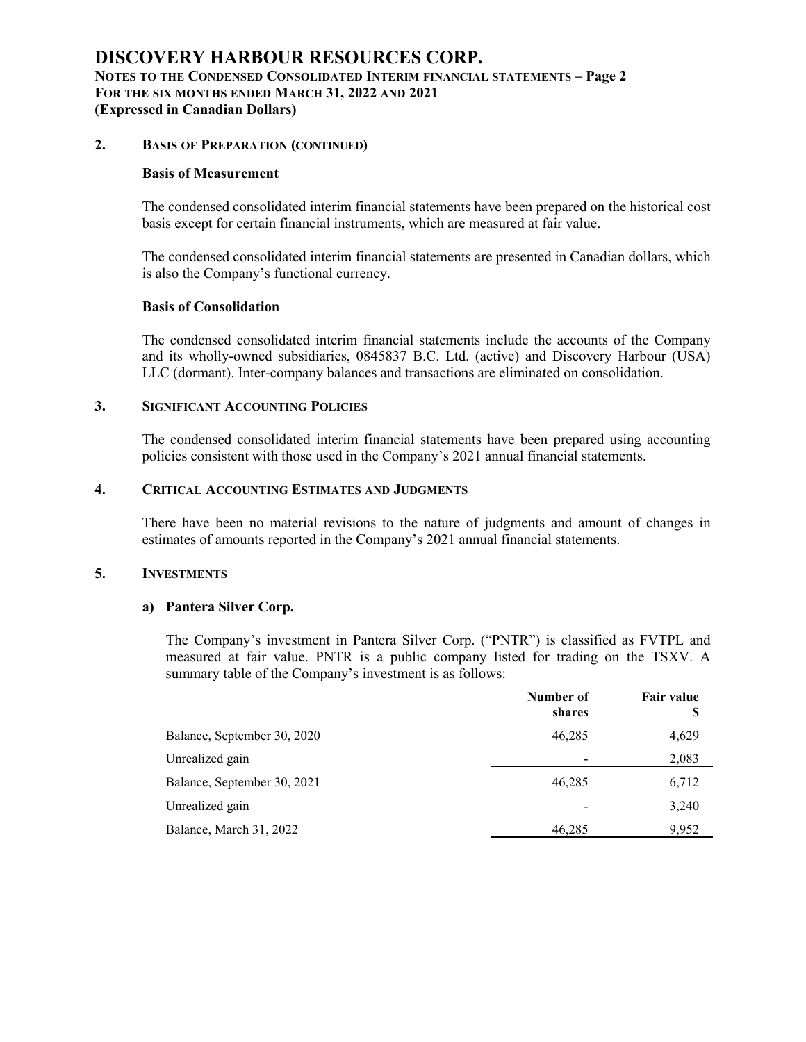## 2. Basis of Preparation (continued)

### Basis of Measurement

The condensed consolidated interim financial statements have been prepared on the historical cost basis except for certain financial instruments, which are measured at fair value.

The condensed consolidated interim financial statements are presented in Canadian dollars, which is also the Company's functional currency.

### Basis of Consolidation

The condensed consolidated interim financial statements include the accounts of the Company and its wholly-owned subsidiaries, 0845837 B.C. Ltd. (active) and Discovery Harbour (USA) LLC (dormant). Inter-company balances and transactions are eliminated on consolidation.

## 3. Significant Accounting Policies

The condensed consolidated interim financial statements have been prepared using accounting policies consistent with those used in the Company's 2021 annual financial statements.

## 4. Critical Accounting Estimates and Judgments

There have been no material revisions to the nature of judgments and amount of changes in estimates of amounts reported in the Company's 2021 annual financial statements.

## 5. Investments

### a) Pantera Silver Corp.

The Company's investment in Pantera Silver Corp. ("PNTR") is classified as FVTPL and measured at fair value. PNTR is a public company listed for trading on the TSXV. A summary table of the Company's investment is as follows:

| | Number of shares | Fair value $ |
|---|---|---|
| Balance, September 30, 2020 | 46,285 | 4,629 |
| Unrealized gain | - | 2,083 |
| Balance, September 30, 2021 | 46,285 | 6,712 |
| Unrealized gain | - | 3,240 |
| Balance, March 31, 2022 | 46,285 | 9,952 |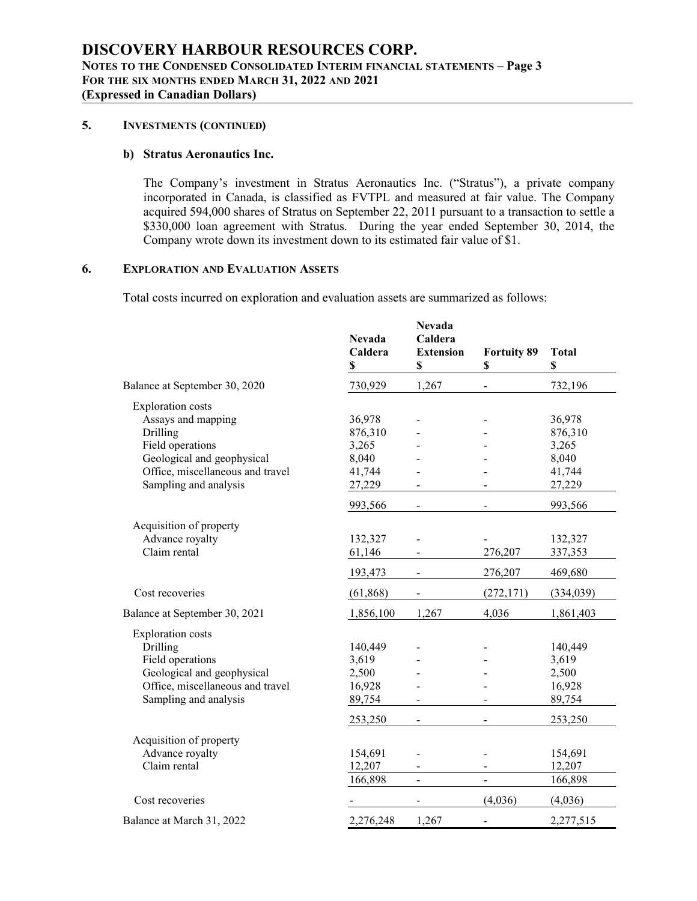## 5. INVESTMENTS (CONTINUED)

### b) Stratus Aeronautics Inc.

The Company's investment in Stratus Aeronautics Inc. ("Stratus"), a private company incorporated in Canada, is classified as FVTPL and measured at fair value. The Company acquired 594,000 shares of Stratus on September 22, 2011 pursuant to a transaction to settle a $330,000 loan agreement with Stratus. During the year ended September 30, 2014, the Company wrote down its investment down to its estimated fair value of $1.

## 6. EXPLORATION AND EVALUATION ASSETS

Total costs incurred on exploration and evaluation assets are summarized as follows:

| | Nevada Caldera $ | Nevada Caldera Extension $ | Fortuity 89 $ | Total $ |
|---|---|---|---|---|
| Balance at September 30, 2020 | 730,929 | 1,267 | - | 732,196 |
| Exploration costs | | | | |
| Assays and mapping | 36,978 | - | - | 36,978 |
| Drilling | 876,310 | - | - | 876,310 |
| Field operations | 3,265 | - | - | 3,265 |
| Geological and geophysical | 8,040 | - | - | 8,040 |
| Office, miscellaneous and travel | 41,744 | - | - | 41,744 |
| Sampling and analysis | 27,229 | - | - | 27,229 |
| | 993,566 | - | - | 993,566 |
| Acquisition of property | | | | |
| Advance royalty | 132,327 | - | - | 132,327 |
| Claim rental | 61,146 | - | 276,207 | 337,353 |
| | 193,473 | - | 276,207 | 469,680 |
| Cost recoveries | (61,868) | - | (272,171) | (334,039) |
| Balance at September 30, 2021 | 1,856,100 | 1,267 | 4,036 | 1,861,403 |
| Exploration costs | | | | |
| Drilling | 140,449 | - | - | 140,449 |
| Field operations | 3,619 | - | - | 3,619 |
| Geological and geophysical | 2,500 | - | - | 2,500 |
| Office, miscellaneous and travel | 16,928 | - | - | 16,928 |
| Sampling and analysis | 89,754 | - | - | 89,754 |
| | 253,250 | - | - | 253,250 |
| Acquisition of property | | | | |
| Advance royalty | 154,691 | - | - | 154,691 |
| Claim rental | 12,207 | - | - | 12,207 |
| | 166,898 | - | - | 166,898 |
| Cost recoveries | - | - | (4,036) | (4,036) |
| Balance at March 31, 2022 | 2,276,248 | 1,267 | - | 2,277,515 |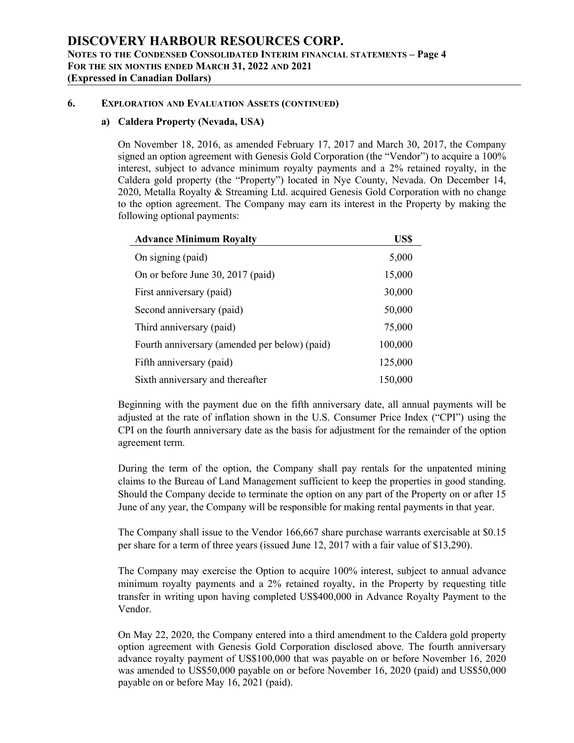### 6. Exploration and Evaluation Assets (continued)

#### a) Caldera Property (Nevada, USA)

On November 18, 2016, as amended February 17, 2017 and March 30, 2017, the Company signed an option agreement with Genesis Gold Corporation (the "Vendor") to acquire a 100% interest, subject to advance minimum royalty payments and a 2% retained royalty, in the Caldera gold property (the "Property") located in Nye County, Nevada. On December 14, 2020, Metalla Royalty & Streaming Ltd. acquired Genesis Gold Corporation with no change to the option agreement. The Company may earn its interest in the Property by making the following optional payments:

| Advance Minimum Royalty | US$ |
|---|---|
| On signing (paid) | 5,000 |
| On or before June 30, 2017 (paid) | 15,000 |
| First anniversary (paid) | 30,000 |
| Second anniversary (paid) | 50,000 |
| Third anniversary (paid) | 75,000 |
| Fourth anniversary (amended per below) (paid) | 100,000 |
| Fifth anniversary (paid) | 125,000 |
| Sixth anniversary and thereafter | 150,000 |

Beginning with the payment due on the fifth anniversary date, all annual payments will be adjusted at the rate of inflation shown in the U.S. Consumer Price Index ("CPI") using the CPI on the fourth anniversary date as the basis for adjustment for the remainder of the option agreement term.

During the term of the option, the Company shall pay rentals for the unpatented mining claims to the Bureau of Land Management sufficient to keep the properties in good standing. Should the Company decide to terminate the option on any part of the Property on or after 15 June of any year, the Company will be responsible for making rental payments in that year.

The Company shall issue to the Vendor 166,667 share purchase warrants exercisable at $0.15 per share for a term of three years (issued June 12, 2017 with a fair value of $13,290).

The Company may exercise the Option to acquire 100% interest, subject to annual advance minimum royalty payments and a 2% retained royalty, in the Property by requesting title transfer in writing upon having completed US$400,000 in Advance Royalty Payment to the Vendor.

On May 22, 2020, the Company entered into a third amendment to the Caldera gold property option agreement with Genesis Gold Corporation disclosed above. The fourth anniversary advance royalty payment of US$100,000 that was payable on or before November 16, 2020 was amended to US$50,000 payable on or before November 16, 2020 (paid) and US$50,000 payable on or before May 16, 2021 (paid).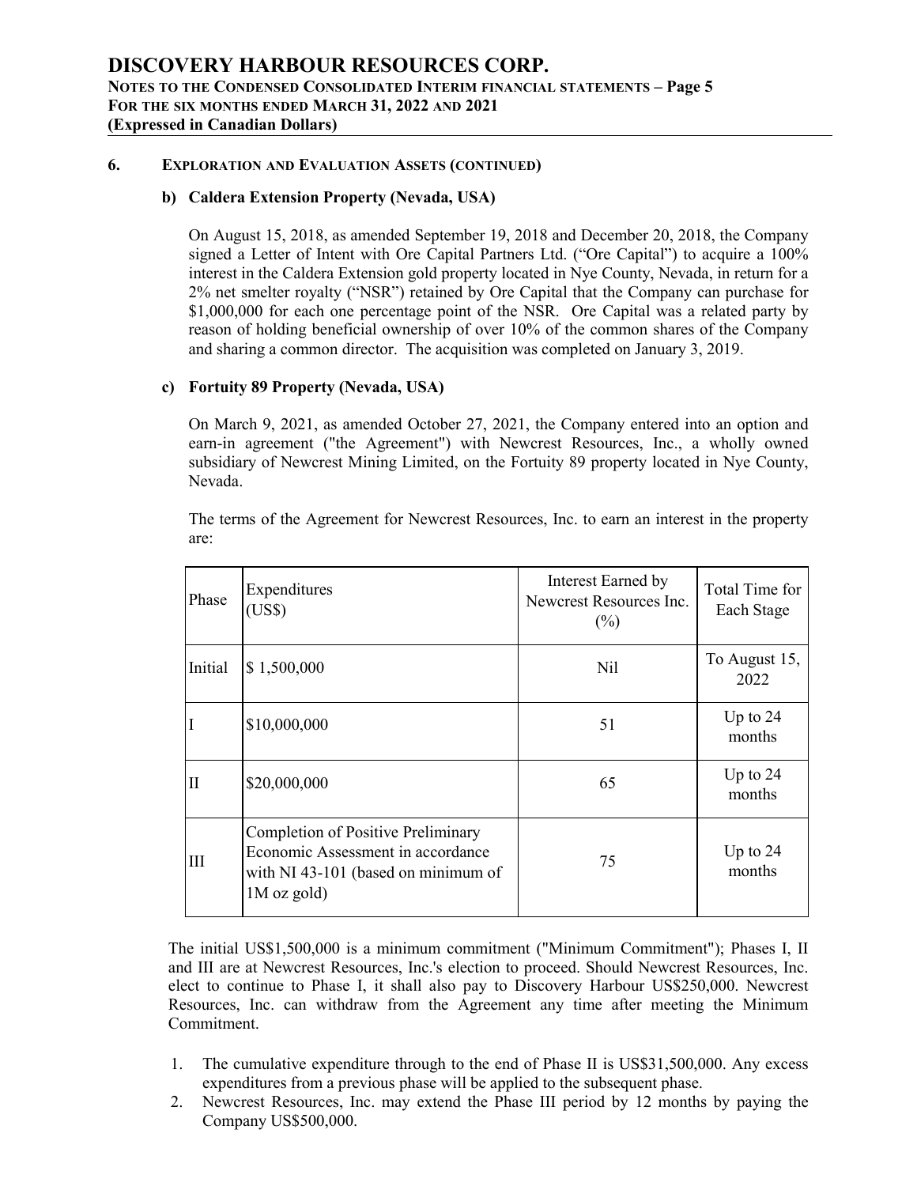## 6. Exploration and Evaluation Assets (continued)

### b) Caldera Extension Property (Nevada, USA)

On August 15, 2018, as amended September 19, 2018 and December 20, 2018, the Company signed a Letter of Intent with Ore Capital Partners Ltd. ("Ore Capital") to acquire a 100% interest in the Caldera Extension gold property located in Nye County, Nevada, in return for a 2% net smelter royalty ("NSR") retained by Ore Capital that the Company can purchase for $1,000,000 for each one percentage point of the NSR. Ore Capital was a related party by reason of holding beneficial ownership of over 10% of the common shares of the Company and sharing a common director. The acquisition was completed on January 3, 2019.

### c) Fortuity 89 Property (Nevada, USA)

On March 9, 2021, as amended October 27, 2021, the Company entered into an option and earn-in agreement ("the Agreement") with Newcrest Resources, Inc., a wholly owned subsidiary of Newcrest Mining Limited, on the Fortuity 89 property located in Nye County, Nevada.

The terms of the Agreement for Newcrest Resources, Inc. to earn an interest in the property are:

| Phase | Expenditures (US$) | Interest Earned by Newcrest Resources Inc. (%) | Total Time for Each Stage |
|---|---|---|---|
| Initial | $ 1,500,000 | Nil | To August 15, 2022 |
| I | $10,000,000 | 51 | Up to 24 months |
| II | $20,000,000 | 65 | Up to 24 months |
| III | Completion of Positive Preliminary Economic Assessment in accordance with NI 43-101 (based on minimum of 1M oz gold) | 75 | Up to 24 months |

The initial US$1,500,000 is a minimum commitment ("Minimum Commitment"); Phases I, II and III are at Newcrest Resources, Inc.'s election to proceed. Should Newcrest Resources, Inc. elect to continue to Phase I, it shall also pay to Discovery Harbour US$250,000. Newcrest Resources, Inc. can withdraw from the Agreement any time after meeting the Minimum Commitment.

1. The cumulative expenditure through to the end of Phase II is US$31,500,000. Any excess expenditures from a previous phase will be applied to the subsequent phase.
2. Newcrest Resources, Inc. may extend the Phase III period by 12 months by paying the Company US$500,000.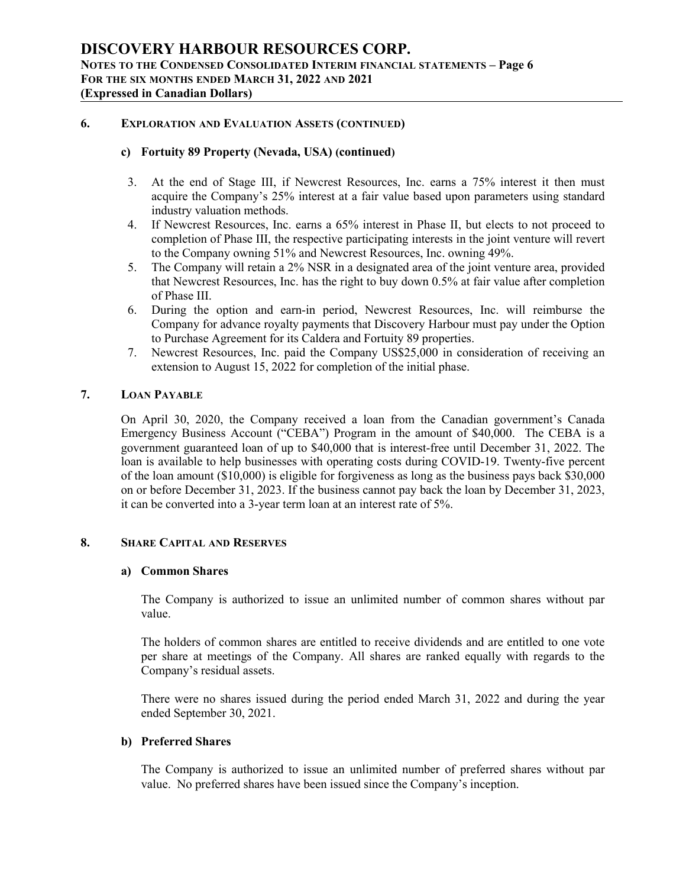## 6. Exploration and Evaluation Assets (continued)

### c) Fortuity 89 Property (Nevada, USA) (continued)

3. At the end of Stage III, if Newcrest Resources, Inc. earns a 75% interest it then must acquire the Company's 25% interest at a fair value based upon parameters using standard industry valuation methods.
4. If Newcrest Resources, Inc. earns a 65% interest in Phase II, but elects to not proceed to completion of Phase III, the respective participating interests in the joint venture will revert to the Company owning 51% and Newcrest Resources, Inc. owning 49%.
5. The Company will retain a 2% NSR in a designated area of the joint venture area, provided that Newcrest Resources, Inc. has the right to buy down 0.5% at fair value after completion of Phase III.
6. During the option and earn-in period, Newcrest Resources, Inc. will reimburse the Company for advance royalty payments that Discovery Harbour must pay under the Option to Purchase Agreement for its Caldera and Fortuity 89 properties.
7. Newcrest Resources, Inc. paid the Company US$25,000 in consideration of receiving an extension to August 15, 2022 for completion of the initial phase.

## 7. Loan Payable

On April 30, 2020, the Company received a loan from the Canadian government's Canada Emergency Business Account ("CEBA") Program in the amount of $40,000. The CEBA is a government guaranteed loan of up to $40,000 that is interest-free until December 31, 2022. The loan is available to help businesses with operating costs during COVID-19. Twenty-five percent of the loan amount ($10,000) is eligible for forgiveness as long as the business pays back $30,000 on or before December 31, 2023. If the business cannot pay back the loan by December 31, 2023, it can be converted into a 3-year term loan at an interest rate of 5%.

## 8. Share Capital and Reserves

### a) Common Shares

The Company is authorized to issue an unlimited number of common shares without par value.

The holders of common shares are entitled to receive dividends and are entitled to one vote per share at meetings of the Company. All shares are ranked equally with regards to the Company's residual assets.

There were no shares issued during the period ended March 31, 2022 and during the year ended September 30, 2021.

### b) Preferred Shares

The Company is authorized to issue an unlimited number of preferred shares without par value. No preferred shares have been issued since the Company's inception.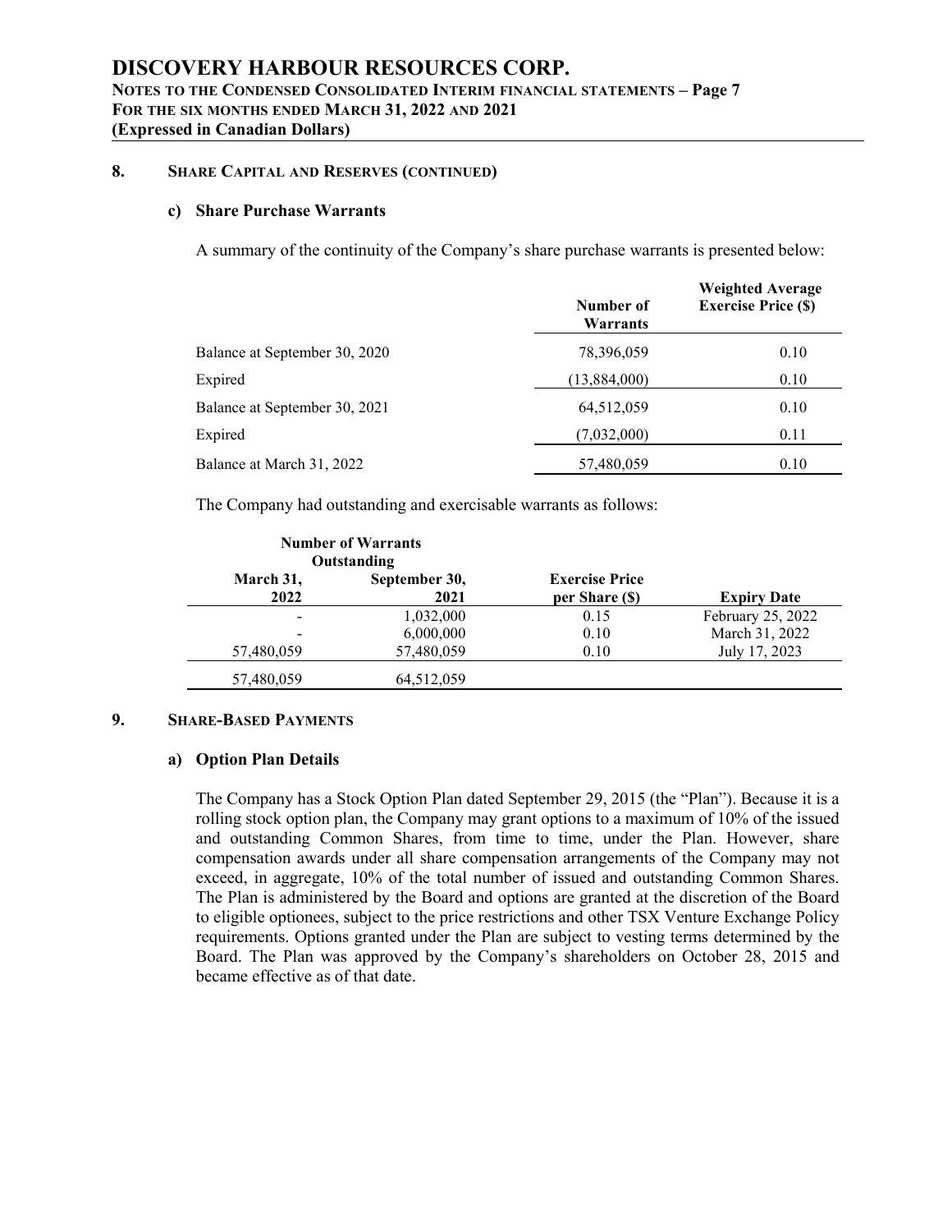## 8. SHARE CAPITAL AND RESERVES (CONTINUED)

### c) Share Purchase Warrants

A summary of the continuity of the Company's share purchase warrants is presented below:

| | Number of Warrants | Weighted Average Exercise Price ($) |
|---|---|---|
| Balance at September 30, 2020 | 78,396,059 | 0.10 |
| Expired | (13,884,000) | 0.10 |
| Balance at September 30, 2021 | 64,512,059 | 0.10 |
| Expired | (7,032,000) | 0.11 |
| Balance at March 31, 2022 | 57,480,059 | 0.10 |

The Company had outstanding and exercisable warrants as follows:

| Number of Warrants Outstanding | | | |
|---|---|---|---|
| March 31, 2022 | September 30, 2021 | Exercise Price per Share ($) | Expiry Date |
| - | 1,032,000 | 0.15 | February 25, 2022 |
| - | 6,000,000 | 0.10 | March 31, 2022 |
| 57,480,059 | 57,480,059 | 0.10 | July 17, 2023 |
| 57,480,059 | 64,512,059 | | |

## 9. SHARE-BASED PAYMENTS

### a) Option Plan Details

The Company has a Stock Option Plan dated September 29, 2015 (the "Plan"). Because it is a rolling stock option plan, the Company may grant options to a maximum of 10% of the issued and outstanding Common Shares, from time to time, under the Plan. However, share compensation awards under all share compensation arrangements of the Company may not exceed, in aggregate, 10% of the total number of issued and outstanding Common Shares. The Plan is administered by the Board and options are granted at the discretion of the Board to eligible optionees, subject to the price restrictions and other TSX Venture Exchange Policy requirements. Options granted under the Plan are subject to vesting terms determined by the Board. The Plan was approved by the Company's shareholders on October 28, 2015 and became effective as of that date.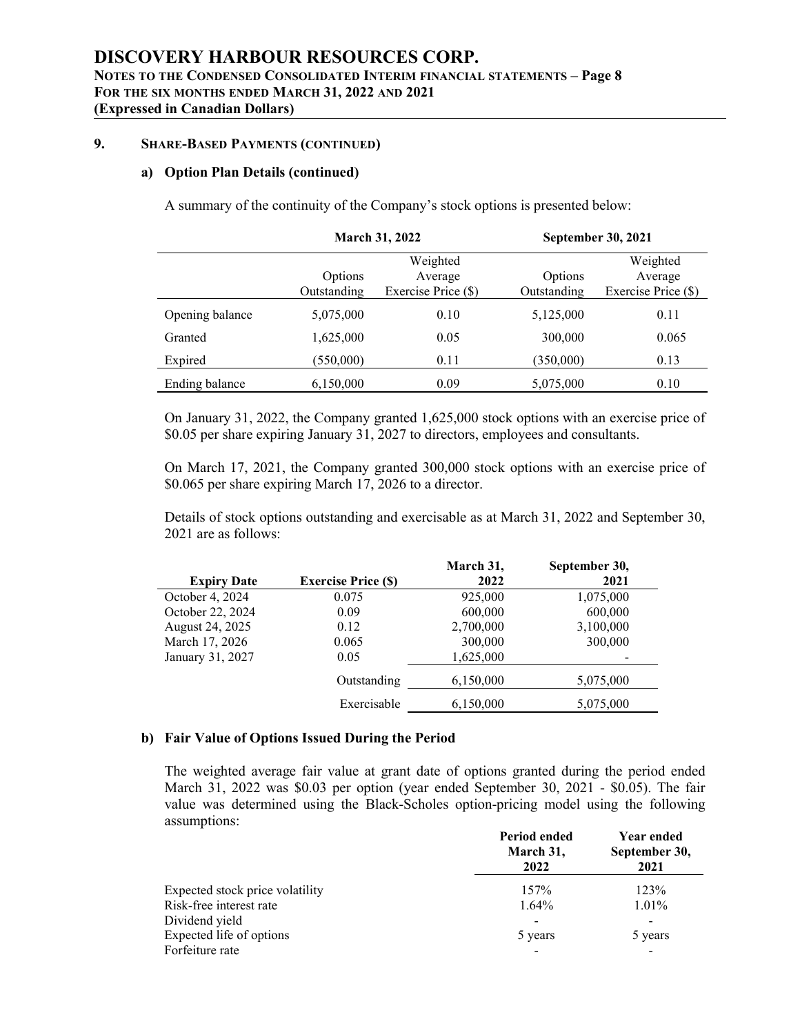### 9. SHARE-BASED PAYMENTS (CONTINUED)

#### a) Option Plan Details (continued)

A summary of the continuity of the Company's stock options is presented below:

| | March 31, 2022 | | September 30, 2021 | |
|---|---|---|---|---|
| | Options Outstanding | Weighted Average Exercise Price ($) | Options Outstanding | Weighted Average Exercise Price ($) |
| Opening balance | 5,075,000 | 0.10 | 5,125,000 | 0.11 |
| Granted | 1,625,000 | 0.05 | 300,000 | 0.065 |
| Expired | (550,000) | 0.11 | (350,000) | 0.13 |
| Ending balance | 6,150,000 | 0.09 | 5,075,000 | 0.10 |

On January 31, 2022, the Company granted 1,625,000 stock options with an exercise price of $0.05 per share expiring January 31, 2027 to directors, employees and consultants.

On March 17, 2021, the Company granted 300,000 stock options with an exercise price of $0.065 per share expiring March 17, 2026 to a director.

Details of stock options outstanding and exercisable as at March 31, 2022 and September 30, 2021 are as follows:

| Expiry Date | Exercise Price ($) | March 31, 2022 | September 30, 2021 |
|---|---|---|---|
| October 4, 2024 | 0.075 | 925,000 | 1,075,000 |
| October 22, 2024 | 0.09 | 600,000 | 600,000 |
| August 24, 2025 | 0.12 | 2,700,000 | 3,100,000 |
| March 17, 2026 | 0.065 | 300,000 | 300,000 |
| January 31, 2027 | 0.05 | 1,625,000 | - |
| | Outstanding | 6,150,000 | 5,075,000 |
| | Exercisable | 6,150,000 | 5,075,000 |

#### b) Fair Value of Options Issued During the Period

The weighted average fair value at grant date of options granted during the period ended March 31, 2022 was $0.03 per option (year ended September 30, 2021 - $0.05). The fair value was determined using the Black-Scholes option-pricing model using the following assumptions:

| | Period ended March 31, 2022 | Year ended September 30, 2021 |
|---|---|---|
| Expected stock price volatility | 157% | 123% |
| Risk-free interest rate | 1.64% | 1.01% |
| Dividend yield | - | - |
| Expected life of options | 5 years | 5 years |
| Forfeiture rate | - | - |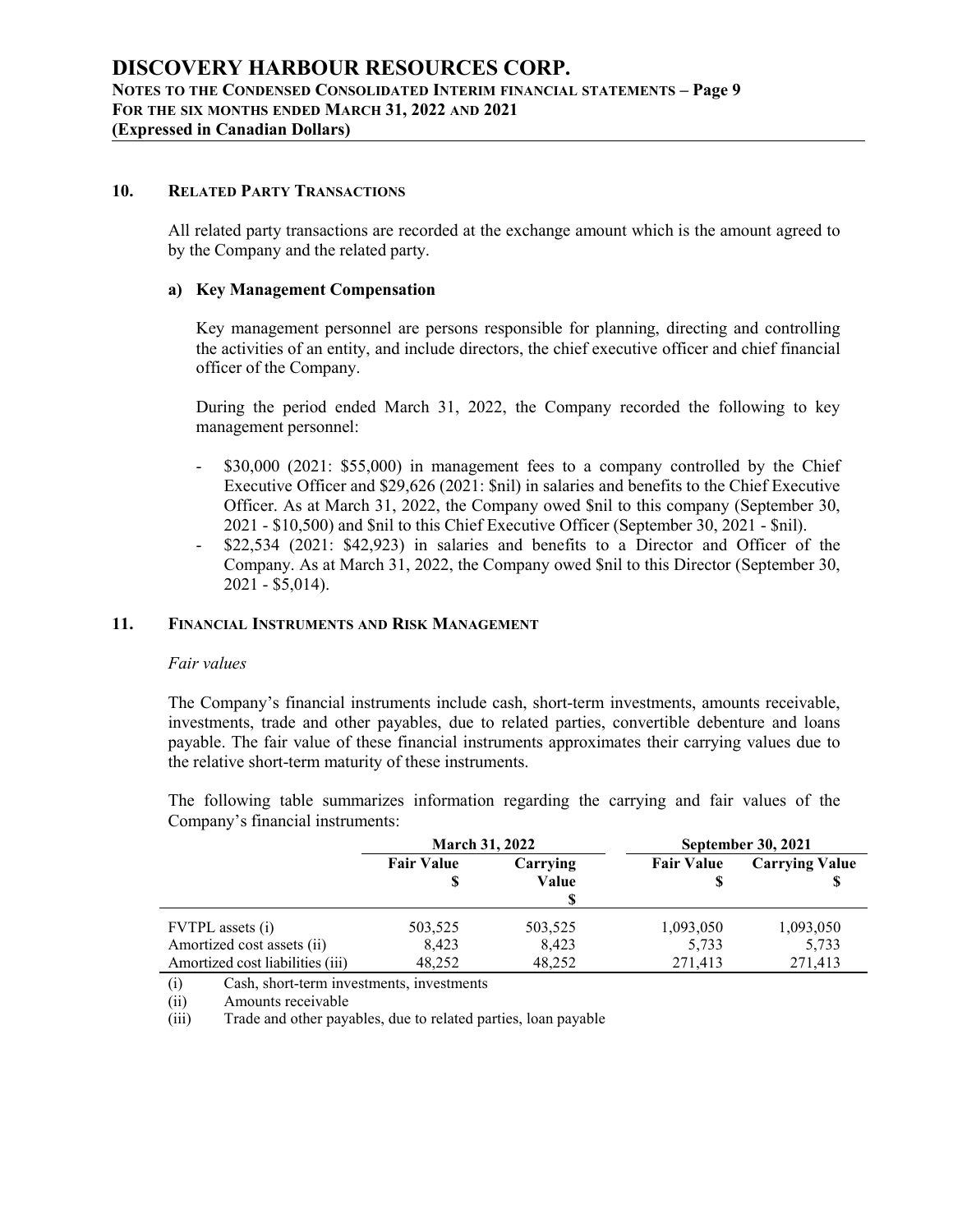## 10. Related Party Transactions

All related party transactions are recorded at the exchange amount which is the amount agreed to by the Company and the related party.

### a) Key Management Compensation

Key management personnel are persons responsible for planning, directing and controlling the activities of an entity, and include directors, the chief executive officer and chief financial officer of the Company.

During the period ended March 31, 2022, the Company recorded the following to key management personnel:

- $30,000 (2021: $55,000) in management fees to a company controlled by the Chief Executive Officer and $29,626 (2021: $nil) in salaries and benefits to the Chief Executive Officer. As at March 31, 2022, the Company owed $nil to this company (September 30, 2021 - $10,500) and $nil to this Chief Executive Officer (September 30, 2021 - $nil).
- $22,534 (2021: $42,923) in salaries and benefits to a Director and Officer of the Company. As at March 31, 2022, the Company owed $nil to this Director (September 30, 2021 - $5,014).

## 11. Financial Instruments and Risk Management

*Fair values*

The Company's financial instruments include cash, short-term investments, amounts receivable, investments, trade and other payables, due to related parties, convertible debenture and loans payable. The fair value of these financial instruments approximates their carrying values due to the relative short-term maturity of these instruments.

The following table summarizes information regarding the carrying and fair values of the Company's financial instruments:

| | March 31, 2022 | | September 30, 2021 | |
|---|---|---|---|---|
| | Fair Value $ | Carrying Value $ | Fair Value $ | Carrying Value $ |
| FVTPL assets (i) | 503,525 | 503,525 | 1,093,050 | 1,093,050 |
| Amortized cost assets (ii) | 8,423 | 8,423 | 5,733 | 5,733 |
| Amortized cost liabilities (iii) | 48,252 | 48,252 | 271,413 | 271,413 |

(i) Cash, short-term investments, investments

(ii) Amounts receivable

(iii) Trade and other payables, due to related parties, loan payable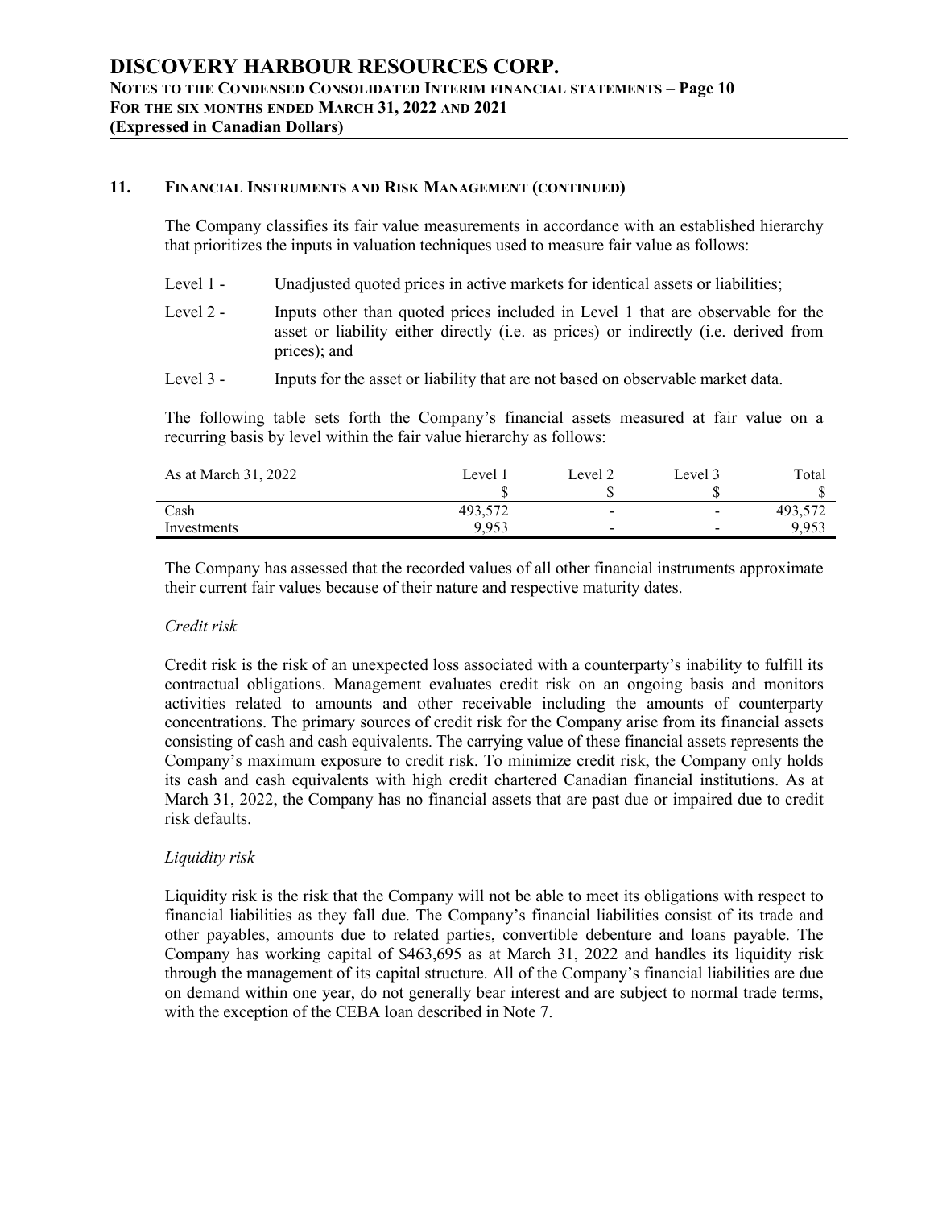## 11. Financial Instruments and Risk Management (continued)

The Company classifies its fair value measurements in accordance with an established hierarchy that prioritizes the inputs in valuation techniques used to measure fair value as follows:

- Level 1 - Unadjusted quoted prices in active markets for identical assets or liabilities;
- Level 2 - Inputs other than quoted prices included in Level 1 that are observable for the asset or liability either directly (i.e. as prices) or indirectly (i.e. derived from prices); and
- Level 3 - Inputs for the asset or liability that are not based on observable market data.

The following table sets forth the Company's financial assets measured at fair value on a recurring basis by level within the fair value hierarchy as follows:

| As at March 31, 2022 | Level 1 | Level 2 | Level 3 | Total |
|---|---|---|---|---|
| | $ | $ | $ | $ |
| Cash | 493,572 | - | - | 493,572 |
| Investments | 9,953 | - | - | 9,953 |

The Company has assessed that the recorded values of all other financial instruments approximate their current fair values because of their nature and respective maturity dates.

*Credit risk*

Credit risk is the risk of an unexpected loss associated with a counterparty's inability to fulfill its contractual obligations. Management evaluates credit risk on an ongoing basis and monitors activities related to amounts and other receivable including the amounts of counterparty concentrations. The primary sources of credit risk for the Company arise from its financial assets consisting of cash and cash equivalents. The carrying value of these financial assets represents the Company's maximum exposure to credit risk. To minimize credit risk, the Company only holds its cash and cash equivalents with high credit chartered Canadian financial institutions. As at March 31, 2022, the Company has no financial assets that are past due or impaired due to credit risk defaults.

*Liquidity risk*

Liquidity risk is the risk that the Company will not be able to meet its obligations with respect to financial liabilities as they fall due. The Company's financial liabilities consist of its trade and other payables, amounts due to related parties, convertible debenture and loans payable. The Company has working capital of $463,695 as at March 31, 2022 and handles its liquidity risk through the management of its capital structure. All of the Company's financial liabilities are due on demand within one year, do not generally bear interest and are subject to normal trade terms, with the exception of the CEBA loan described in Note 7.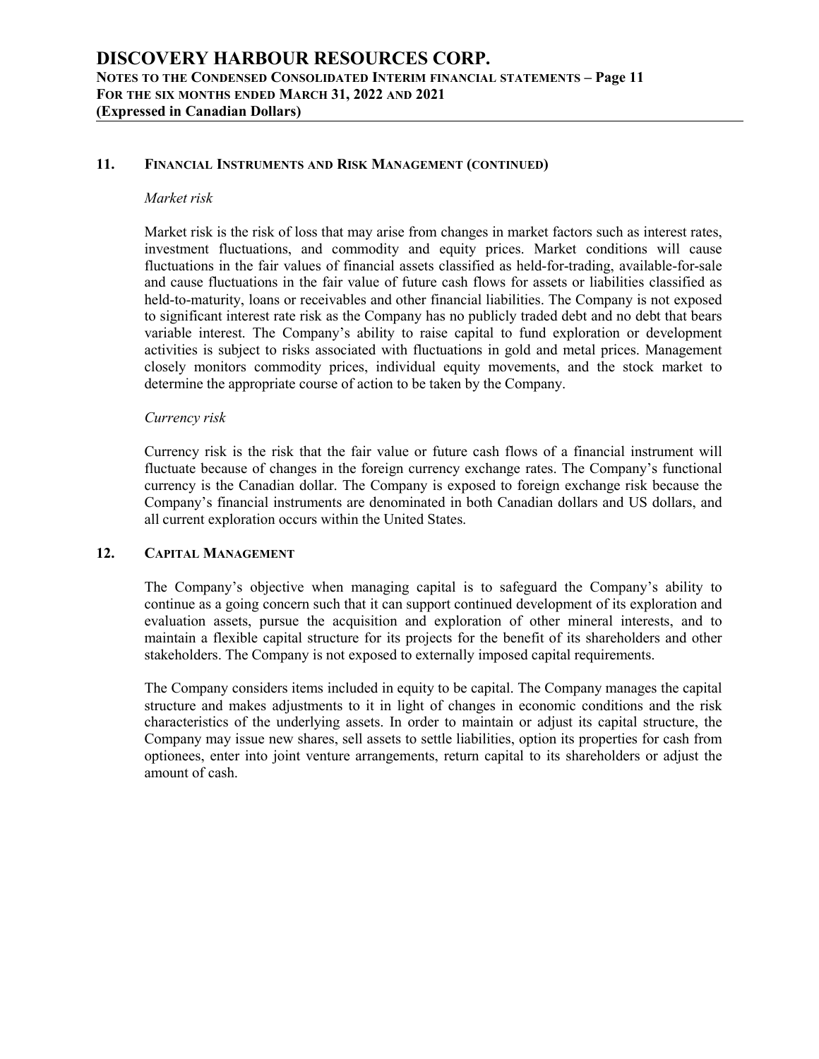## 11. Financial Instruments and Risk Management (continued)

*Market risk*

Market risk is the risk of loss that may arise from changes in market factors such as interest rates, investment fluctuations, and commodity and equity prices. Market conditions will cause fluctuations in the fair values of financial assets classified as held-for-trading, available-for-sale and cause fluctuations in the fair value of future cash flows for assets or liabilities classified as held-to-maturity, loans or receivables and other financial liabilities. The Company is not exposed to significant interest rate risk as the Company has no publicly traded debt and no debt that bears variable interest. The Company's ability to raise capital to fund exploration or development activities is subject to risks associated with fluctuations in gold and metal prices. Management closely monitors commodity prices, individual equity movements, and the stock market to determine the appropriate course of action to be taken by the Company.

*Currency risk*

Currency risk is the risk that the fair value or future cash flows of a financial instrument will fluctuate because of changes in the foreign currency exchange rates. The Company's functional currency is the Canadian dollar. The Company is exposed to foreign exchange risk because the Company's financial instruments are denominated in both Canadian dollars and US dollars, and all current exploration occurs within the United States.

## 12. Capital Management

The Company's objective when managing capital is to safeguard the Company's ability to continue as a going concern such that it can support continued development of its exploration and evaluation assets, pursue the acquisition and exploration of other mineral interests, and to maintain a flexible capital structure for its projects for the benefit of its shareholders and other stakeholders. The Company is not exposed to externally imposed capital requirements.

The Company considers items included in equity to be capital. The Company manages the capital structure and makes adjustments to it in light of changes in economic conditions and the risk characteristics of the underlying assets. In order to maintain or adjust its capital structure, the Company may issue new shares, sell assets to settle liabilities, option its properties for cash from optionees, enter into joint venture arrangements, return capital to its shareholders or adjust the amount of cash.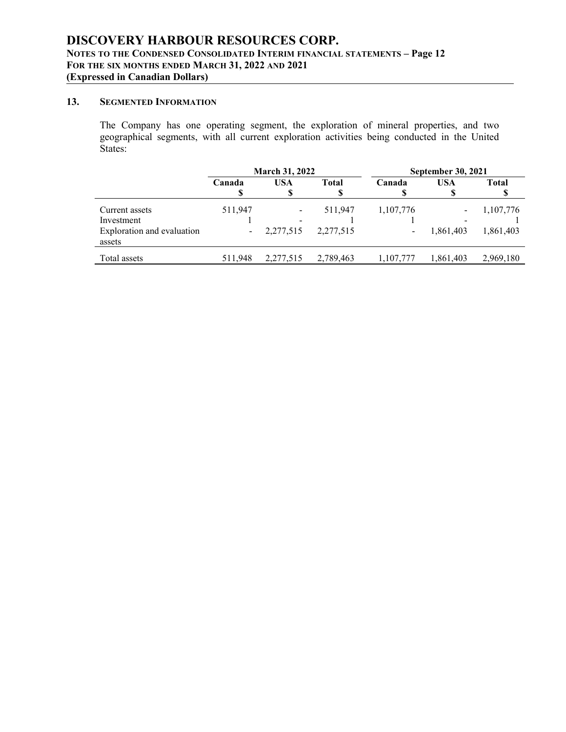## 13. Segmented Information

The Company has one operating segment, the exploration of mineral properties, and two geographical segments, with all current exploration activities being conducted in the United States:

| | March 31, 2022 | | | September 30, 2021 | | |
|---|---|---|---|---|---|---|
| | Canada<br>$ | USA<br>$ | Total<br>$ | Canada<br>$ | USA<br>$ | Total<br>$ |
| Current assets | 511,947 | - | 511,947 | 1,107,776 | - | 1,107,776 |
| Investment | 1 | - | 1 | 1 | - | 1 |
| Exploration and evaluation assets | - | 2,277,515 | 2,277,515 | - | 1,861,403 | 1,861,403 |
| Total assets | 511,948 | 2,277,515 | 2,789,463 | 1,107,777 | 1,861,403 | 2,969,180 |